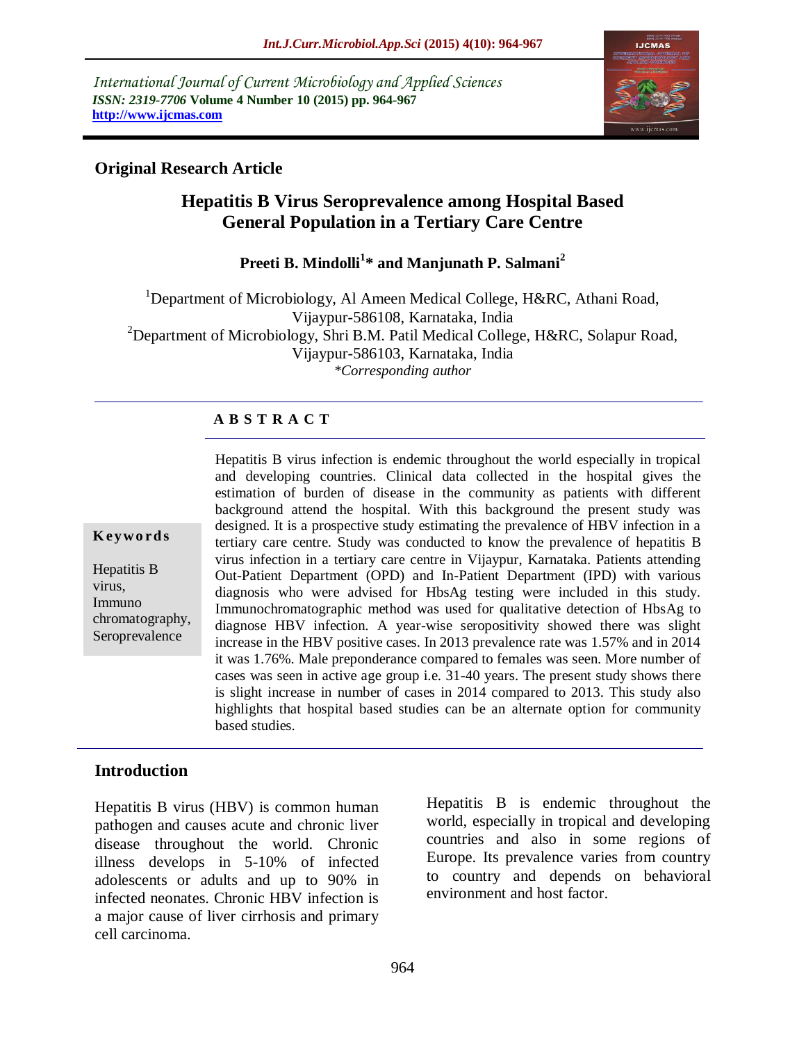International Journal of Current Microbiology and Applied Sciences
*ISSN: 2319-7706* **Volume 4 Number 10 (2015) pp. 964-967**
**http://www.ijcmas.com**

**Original Research Article**

# Hepatitis B Virus Seroprevalence among Hospital Based General Population in a Tertiary Care Centre

**Preeti B. Mindolli[1]* and Manjunath P. Salmani[2]**

[1]Department of Microbiology, Al Ameen Medical College, H&RC, Athani Road, Vijaypur-586108, Karnataka, India
[2]Department of Microbiology, Shri B.M. Patil Medical College, H&RC, Solapur Road, Vijaypur-586103, Karnataka, India
*\*Corresponding author*

## ABSTRACT

Hepatitis B virus infection is endemic throughout the world especially in tropical and developing countries. Clinical data collected in the hospital gives the estimation of burden of disease in the community as patients with different background attend the hospital. With this background the present study was designed. It is a prospective study estimating the prevalence of HBV infection in a tertiary care centre. Study was conducted to know the prevalence of hepatitis B virus infection in a tertiary care centre in Vijaypur, Karnataka. Patients attending Out-Patient Department (OPD) and In-Patient Department (IPD) with various diagnosis who were advised for HbsAg testing were included in this study. Immunochromatographic method was used for qualitative detection of HbsAg to diagnose HBV infection. A year-wise seropositivity showed there was slight increase in the HBV positive cases. In 2013 prevalence rate was 1.57% and in 2014 it was 1.76%. Male preponderance compared to females was seen. More number of cases was seen in active age group i.e. 31-40 years. The present study shows there is slight increase in number of cases in 2014 compared to 2013. This study also highlights that hospital based studies can be an alternate option for community based studies.

**Keywords**

Hepatitis B virus, Immuno chromatography, Seroprevalence

## Introduction

Hepatitis B virus (HBV) is common human pathogen and causes acute and chronic liver disease throughout the world. Chronic illness develops in 5-10% of infected adolescents or adults and up to 90% in infected neonates. Chronic HBV infection is a major cause of liver cirrhosis and primary cell carcinoma.

Hepatitis B is endemic throughout the world, especially in tropical and developing countries and also in some regions of Europe. Its prevalence varies from country to country and depends on behavioral environment and host factor.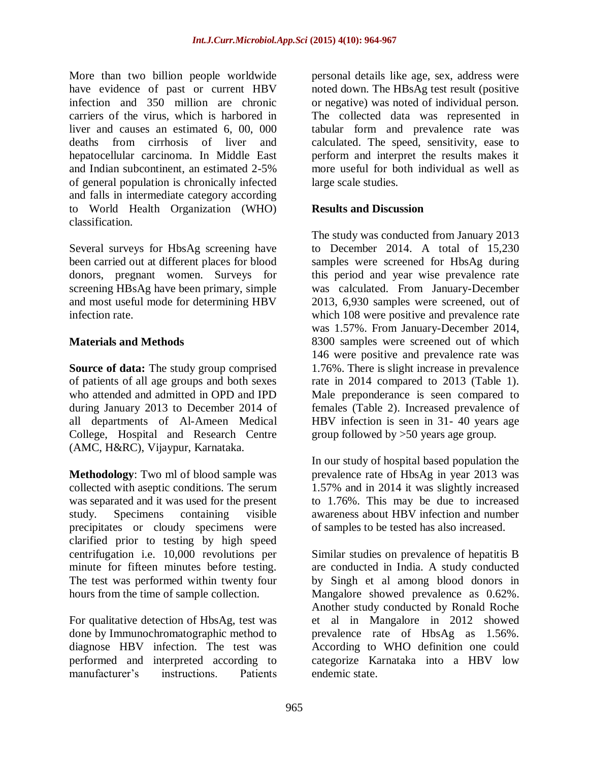More than two billion people worldwide have evidence of past or current HBV infection and 350 million are chronic carriers of the virus, which is harbored in liver and causes an estimated 6, 00, 000 deaths from cirrhosis of liver and hepatocellular carcinoma. In Middle East and Indian subcontinent, an estimated 2-5% of general population is chronically infected and falls in intermediate category according to World Health Organization (WHO) classification.

Several surveys for HbsAg screening have been carried out at different places for blood donors, pregnant women. Surveys for screening HBsAg have been primary, simple and most useful mode for determining HBV infection rate.

## Materials and Methods

**Source of data:** The study group comprised of patients of all age groups and both sexes who attended and admitted in OPD and IPD during January 2013 to December 2014 of all departments of Al-Ameen Medical College, Hospital and Research Centre (AMC, H&RC), Vijaypur, Karnataka.

**Methodology**: Two ml of blood sample was collected with aseptic conditions. The serum was separated and it was used for the present study. Specimens containing visible precipitates or cloudy specimens were clarified prior to testing by high speed centrifugation i.e. 10,000 revolutions per minute for fifteen minutes before testing. The test was performed within twenty four hours from the time of sample collection.

For qualitative detection of HbsAg, test was done by Immunochromatographic method to diagnose HBV infection. The test was performed and interpreted according to manufacturer's instructions. Patients personal details like age, sex, address were noted down. The HBsAg test result (positive or negative) was noted of individual person. The collected data was represented in tabular form and prevalence rate was calculated. The speed, sensitivity, ease to perform and interpret the results makes it more useful for both individual as well as large scale studies.

## Results and Discussion

The study was conducted from January 2013 to December 2014. A total of 15,230 samples were screened for HbsAg during this period and year wise prevalence rate was calculated. From January-December 2013, 6,930 samples were screened, out of which 108 were positive and prevalence rate was 1.57%. From January-December 2014, 8300 samples were screened out of which 146 were positive and prevalence rate was 1.76%. There is slight increase in prevalence rate in 2014 compared to 2013 (Table 1). Male preponderance is seen compared to females (Table 2). Increased prevalence of HBV infection is seen in 31- 40 years age group followed by >50 years age group.

In our study of hospital based population the prevalence rate of HbsAg in year 2013 was 1.57% and in 2014 it was slightly increased to 1.76%. This may be due to increased awareness about HBV infection and number of samples to be tested has also increased.

Similar studies on prevalence of hepatitis B are conducted in India. A study conducted by Singh et al among blood donors in Mangalore showed prevalence as 0.62%. Another study conducted by Ronald Roche et al in Mangalore in 2012 showed prevalence rate of HbsAg as 1.56%. According to WHO definition one could categorize Karnataka into a HBV low endemic state.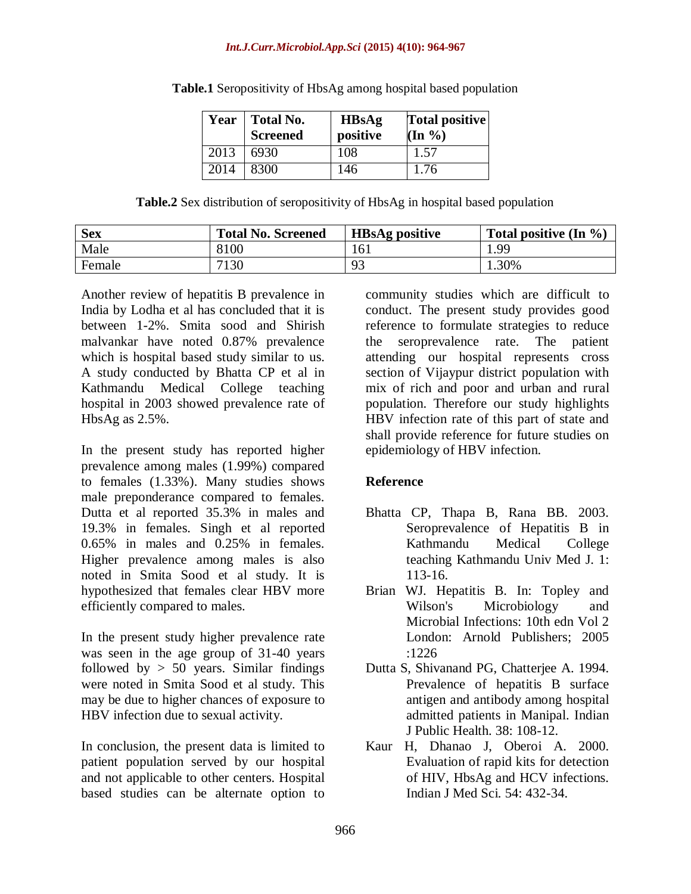**Table.1** Seropositivity of HbsAg among hospital based population

| Year | Total No. Screened | HBsAg positive | Total positive (In %) |
|---|---|---|---|
| 2013 | 6930 | 108 | 1.57 |
| 2014 | 8300 | 146 | 1.76 |

**Table.2** Sex distribution of seropositivity of HbsAg in hospital based population

| Sex | Total No. Screened | HBsAg positive | Total positive (In %) |
|---|---|---|---|
| Male | 8100 | 161 | 1.99 |
| Female | 7130 | 93 | 1.30% |

Another review of hepatitis B prevalence in India by Lodha et al has concluded that it is between 1-2%. Smita sood and Shirish malvankar have noted 0.87% prevalence which is hospital based study similar to us. A study conducted by Bhatta CP et al in Kathmandu Medical College teaching hospital in 2003 showed prevalence rate of HbsAg as 2.5%.

In the present study has reported higher prevalence among males (1.99%) compared to females (1.33%). Many studies shows male preponderance compared to females. Dutta et al reported 35.3% in males and 19.3% in females. Singh et al reported 0.65% in males and 0.25% in females. Higher prevalence among males is also noted in Smita Sood et al study. It is hypothesized that females clear HBV more efficiently compared to males.

In the present study higher prevalence rate was seen in the age group of 31-40 years followed by > 50 years. Similar findings were noted in Smita Sood et al study. This may be due to higher chances of exposure to HBV infection due to sexual activity.

In conclusion, the present data is limited to patient population served by our hospital and not applicable to other centers. Hospital based studies can be alternate option to community studies which are difficult to conduct. The present study provides good reference to formulate strategies to reduce the seroprevalence rate. The patient attending our hospital represents cross section of Vijaypur district population with mix of rich and poor and urban and rural population. Therefore our study highlights HBV infection rate of this part of state and shall provide reference for future studies on epidemiology of HBV infection.

## Reference

- Bhatta CP, Thapa B, Rana BB. 2003. Seroprevalence of Hepatitis B in Kathmandu Medical College teaching Kathmandu Univ Med J. 1: 113-16.
- Brian WJ. Hepatitis B. In: Topley and Wilson's Microbiology and Microbial Infections: 10th edn Vol 2 London: Arnold Publishers; 2005 :1226
- Dutta S, Shivanand PG, Chatterjee A. 1994. Prevalence of hepatitis B surface antigen and antibody among hospital admitted patients in Manipal. Indian J Public Health. 38: 108-12.
- Kaur H, Dhanao J, Oberoi A. 2000. Evaluation of rapid kits for detection of HIV, HbsAg and HCV infections. Indian J Med Sci. 54: 432-34.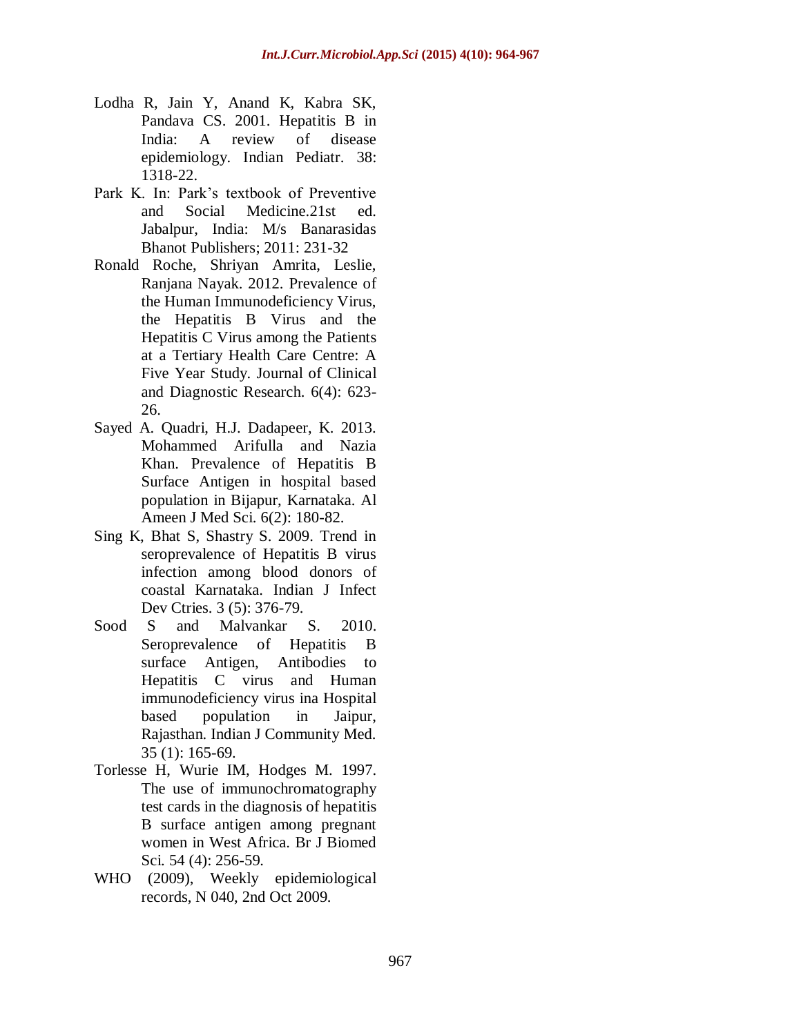Lodha R, Jain Y, Anand K, Kabra SK, Pandava CS. 2001. Hepatitis B in India: A review of disease epidemiology. Indian Pediatr. 38: 1318-22.

Park K. In: Park's textbook of Preventive and Social Medicine.21st ed. Jabalpur, India: M/s Banarasidas Bhanot Publishers; 2011: 231-32

Ronald Roche, Shriyan Amrita, Leslie, Ranjana Nayak. 2012. Prevalence of the Human Immunodeficiency Virus, the Hepatitis B Virus and the Hepatitis C Virus among the Patients at a Tertiary Health Care Centre: A Five Year Study. Journal of Clinical and Diagnostic Research. 6(4): 623-26.

Sayed A. Quadri, H.J. Dadapeer, K. 2013. Mohammed Arifulla and Nazia Khan. Prevalence of Hepatitis B Surface Antigen in hospital based population in Bijapur, Karnataka. Al Ameen J Med Sci. 6(2): 180-82.

Sing K, Bhat S, Shastry S. 2009. Trend in seroprevalence of Hepatitis B virus infection among blood donors of coastal Karnataka. Indian J Infect Dev Ctries. 3 (5): 376-79.

Sood S and Malvankar S. 2010. Seroprevalence of Hepatitis B surface Antigen, Antibodies to Hepatitis C virus and Human immunodeficiency virus ina Hospital based population in Jaipur, Rajasthan. Indian J Community Med. 35 (1): 165-69.

Torlesse H, Wurie IM, Hodges M. 1997. The use of immunochromatography test cards in the diagnosis of hepatitis B surface antigen among pregnant women in West Africa. Br J Biomed Sci. 54 (4): 256-59.

WHO (2009), Weekly epidemiological records, N 040, 2nd Oct 2009.